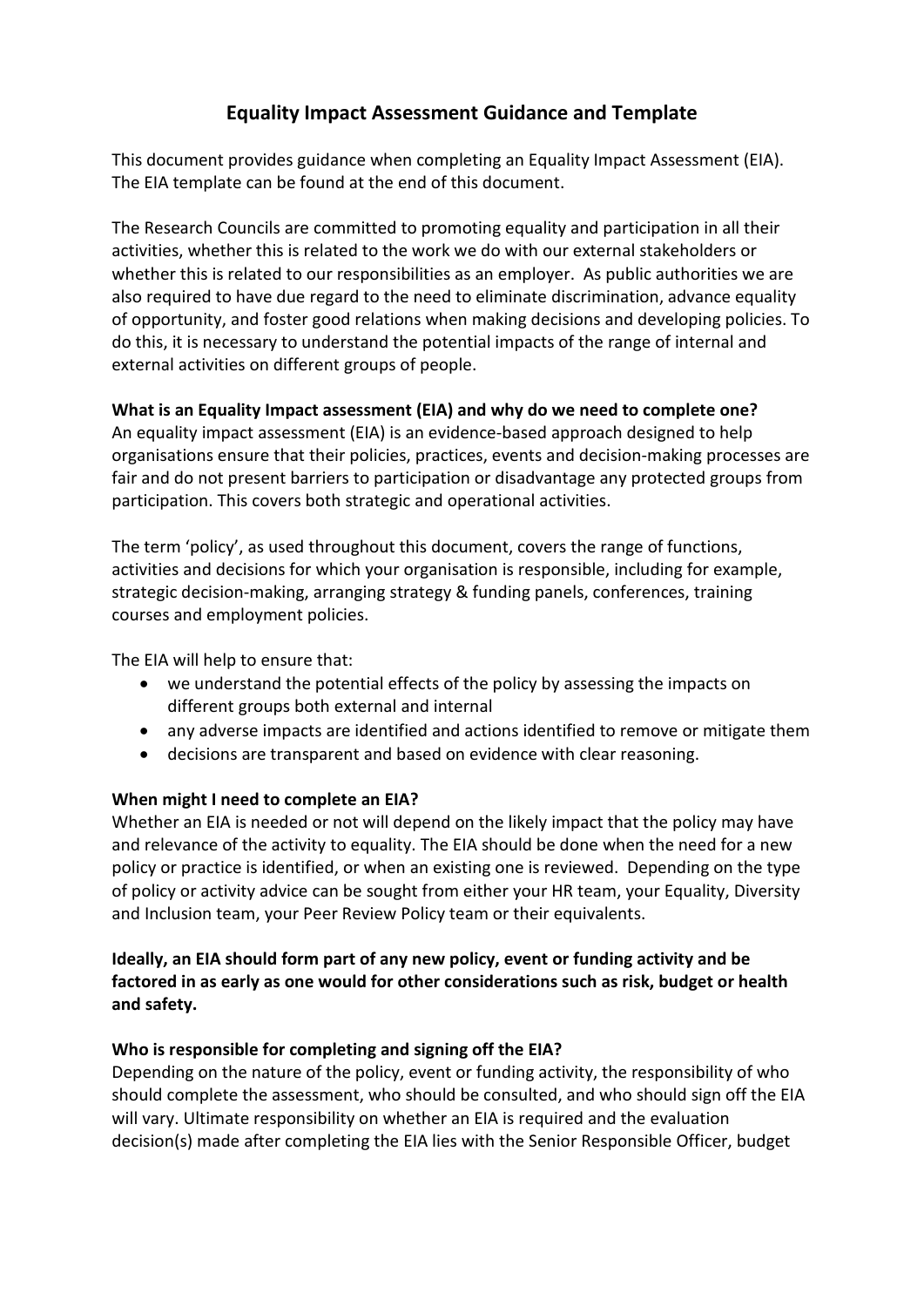# Equality Impact Assessment Guidance and Template

This document provides guidance when completing an Equality Impact Assessment (EIA). The EIA template can be found at the end of this document.

The Research Councils are committed to promoting equality and participation in all their activities, whether this is related to the work we do with our external stakeholders or whether this is related to our responsibilities as an employer. As public authorities we are also required to have due regard to the need to eliminate discrimination, advance equality of opportunity, and foster good relations when making decisions and developing policies. To do this, it is necessary to understand the potential impacts of the range of internal and external activities on different groups of people.

**What is an Equality Impact assessment (EIA) and why do we need to complete one?**

An equality impact assessment (EIA) is an evidence-based approach designed to help organisations ensure that their policies, practices, events and decision-making processes are fair and do not present barriers to participation or disadvantage any protected groups from participation. This covers both strategic and operational activities.

The term 'policy', as used throughout this document, covers the range of functions, activities and decisions for which your organisation is responsible, including for example, strategic decision-making, arranging strategy & funding panels, conferences, training courses and employment policies.

The EIA will help to ensure that:

- we understand the potential effects of the policy by assessing the impacts on different groups both external and internal
- any adverse impacts are identified and actions identified to remove or mitigate them
- decisions are transparent and based on evidence with clear reasoning.

**When might I need to complete an EIA?**

Whether an EIA is needed or not will depend on the likely impact that the policy may have and relevance of the activity to equality. The EIA should be done when the need for a new policy or practice is identified, or when an existing one is reviewed. Depending on the type of policy or activity advice can be sought from either your HR team, your Equality, Diversity and Inclusion team, your Peer Review Policy team or their equivalents.

**Ideally, an EIA should form part of any new policy, event or funding activity and be factored in as early as one would for other considerations such as risk, budget or health and safety.**

**Who is responsible for completing and signing off the EIA?**

Depending on the nature of the policy, event or funding activity, the responsibility of who should complete the assessment, who should be consulted, and who should sign off the EIA will vary. Ultimate responsibility on whether an EIA is required and the evaluation decision(s) made after completing the EIA lies with the Senior Responsible Officer, budget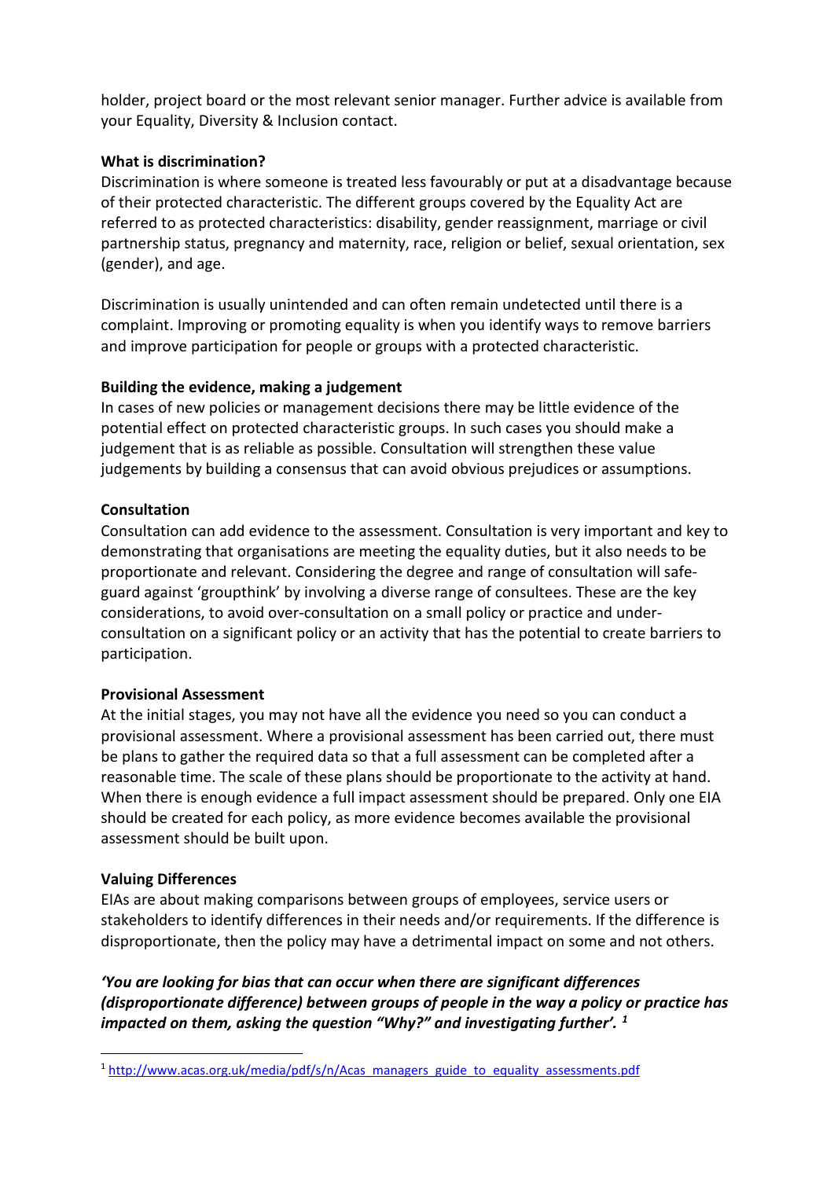holder, project board or the most relevant senior manager. Further advice is available from your Equality, Diversity & Inclusion contact.

**What is discrimination?**

Discrimination is where someone is treated less favourably or put at a disadvantage because of their protected characteristic. The different groups covered by the Equality Act are referred to as protected characteristics: disability, gender reassignment, marriage or civil partnership status, pregnancy and maternity, race, religion or belief, sexual orientation, sex (gender), and age.

Discrimination is usually unintended and can often remain undetected until there is a complaint. Improving or promoting equality is when you identify ways to remove barriers and improve participation for people or groups with a protected characteristic.

**Building the evidence, making a judgement**

In cases of new policies or management decisions there may be little evidence of the potential effect on protected characteristic groups. In such cases you should make a judgement that is as reliable as possible. Consultation will strengthen these value judgements by building a consensus that can avoid obvious prejudices or assumptions.

**Consultation**

Consultation can add evidence to the assessment. Consultation is very important and key to demonstrating that organisations are meeting the equality duties, but it also needs to be proportionate and relevant. Considering the degree and range of consultation will safe-guard against 'groupthink' by involving a diverse range of consultees. These are the key considerations, to avoid over-consultation on a small policy or practice and under-consultation on a significant policy or an activity that has the potential to create barriers to participation.

**Provisional Assessment**

At the initial stages, you may not have all the evidence you need so you can conduct a provisional assessment. Where a provisional assessment has been carried out, there must be plans to gather the required data so that a full assessment can be completed after a reasonable time. The scale of these plans should be proportionate to the activity at hand. When there is enough evidence a full impact assessment should be prepared. Only one EIA should be created for each policy, as more evidence becomes available the provisional assessment should be built upon.

**Valuing Differences**

EIAs are about making comparisons between groups of employees, service users or stakeholders to identify differences in their needs and/or requirements. If the difference is disproportionate, then the policy may have a detrimental impact on some and not others.

***'You are looking for bias that can occur when there are significant differences (disproportionate difference) between groups of people in the way a policy or practice has impacted on them, asking the question "Why?" and investigating further'.*** [1]

[1] http://www.acas.org.uk/media/pdf/s/n/Acas_managers_guide_to_equality_assessments.pdf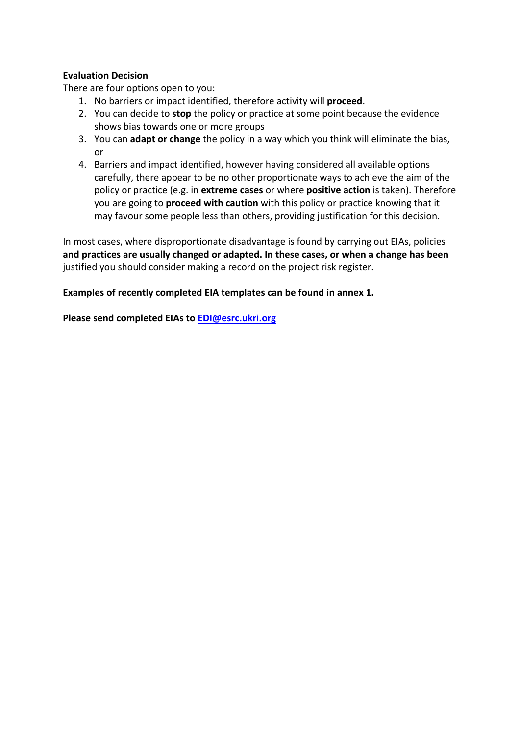**Evaluation Decision**

There are four options open to you:

1. No barriers or impact identified, therefore activity will **proceed**.
2. You can decide to **stop** the policy or practice at some point because the evidence shows bias towards one or more groups
3. You can **adapt or change** the policy in a way which you think will eliminate the bias, or
4. Barriers and impact identified, however having considered all available options carefully, there appear to be no other proportionate ways to achieve the aim of the policy or practice (e.g. in **extreme cases** or where **positive action** is taken). Therefore you are going to **proceed with caution** with this policy or practice knowing that it may favour some people less than others, providing justification for this decision.

In most cases, where disproportionate disadvantage is found by carrying out EIAs, policies **and practices are usually changed or adapted. In these cases, or when a change has been** justified you should consider making a record on the project risk register.

**Examples of recently completed EIA templates can be found in annex 1.**

**Please send completed EIAs to [EDI@esrc.ukri.org](mailto:EDI@esrc.ukri.org)**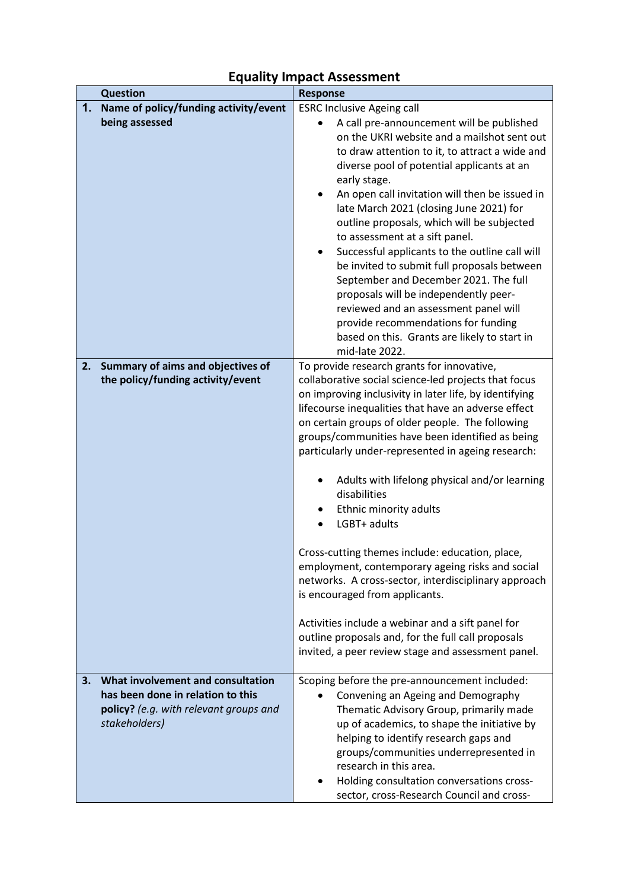# Equality Impact Assessment

| | Question | Response |
|---|---|---|
| 1. | **Name of policy/funding activity/event being assessed** | ESRC Inclusive Ageing call<br>• A call pre-announcement will be published on the UKRI website and a mailshot sent out to draw attention to it, to attract a wide and diverse pool of potential applicants at an early stage.<br>• An open call invitation will then be issued in late March 2021 (closing June 2021) for outline proposals, which will be subjected to assessment at a sift panel.<br>• Successful applicants to the outline call will be invited to submit full proposals between September and December 2021. The full proposals will be independently peer-reviewed and an assessment panel will provide recommendations for funding based on this. Grants are likely to start in mid-late 2022. |
| 2. | **Summary of aims and objectives of the policy/funding activity/event** | To provide research grants for innovative, collaborative social science-led projects that focus on improving inclusivity in later life, by identifying lifecourse inequalities that have an adverse effect on certain groups of older people. The following groups/communities have been identified as being particularly under-represented in ageing research:<br>• Adults with lifelong physical and/or learning disabilities<br>• Ethnic minority adults<br>• LGBT+ adults<br><br>Cross-cutting themes include: education, place, employment, contemporary ageing risks and social networks. A cross-sector, interdisciplinary approach is encouraged from applicants.<br><br>Activities include a webinar and a sift panel for outline proposals and, for the full call proposals invited, a peer review stage and assessment panel. |
| 3. | **What involvement and consultation has been done in relation to this policy?** *(e.g. with relevant groups and stakeholders)* | Scoping before the pre-announcement included:<br>• Convening an Ageing and Demography Thematic Advisory Group, primarily made up of academics, to shape the initiative by helping to identify research gaps and groups/communities underrepresented in research in this area.<br>• Holding consultation conversations cross-sector, cross-Research Council and cross- |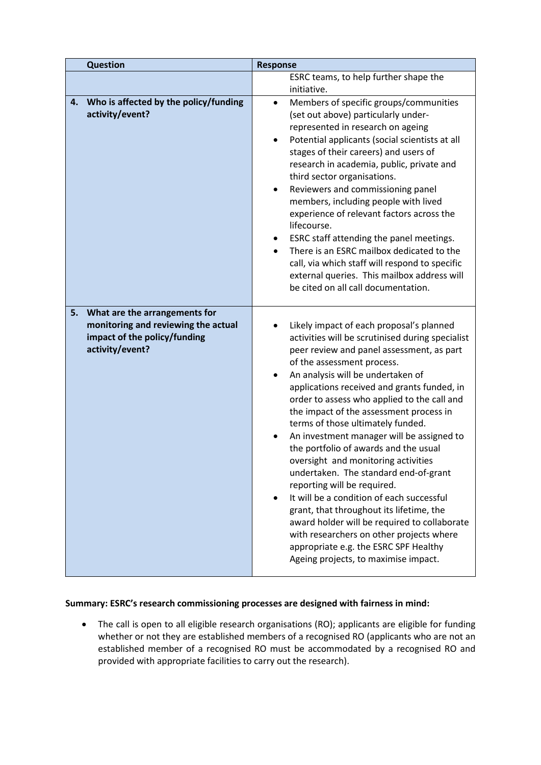| Question | Response |
| --- | --- |
| | ESRC teams, to help further shape the initiative. |
| **4. Who is affected by the policy/funding activity/event?** | • Members of specific groups/communities (set out above) particularly under-represented in research on ageing<br>• Potential applicants (social scientists at all stages of their careers) and users of research in academia, public, private and third sector organisations.<br>• Reviewers and commissioning panel members, including people with lived experience of relevant factors across the lifecourse.<br>• ESRC staff attending the panel meetings.<br>• There is an ESRC mailbox dedicated to the call, via which staff will respond to specific external queries. This mailbox address will be cited on all call documentation. |
| **5. What are the arrangements for monitoring and reviewing the actual impact of the policy/funding activity/event?** | • Likely impact of each proposal's planned activities will be scrutinised during specialist peer review and panel assessment, as part of the assessment process.<br>• An analysis will be undertaken of applications received and grants funded, in order to assess who applied to the call and the impact of the assessment process in terms of those ultimately funded.<br>• An investment manager will be assigned to the portfolio of awards and the usual oversight and monitoring activities undertaken. The standard end-of-grant reporting will be required.<br>• It will be a condition of each successful grant, that throughout its lifetime, the award holder will be required to collaborate with researchers on other projects where appropriate e.g. the ESRC SPF Healthy Ageing projects, to maximise impact. |

**Summary: ESRC's research commissioning processes are designed with fairness in mind:**

- The call is open to all eligible research organisations (RO); applicants are eligible for funding whether or not they are established members of a recognised RO (applicants who are not an established member of a recognised RO must be accommodated by a recognised RO and provided with appropriate facilities to carry out the research).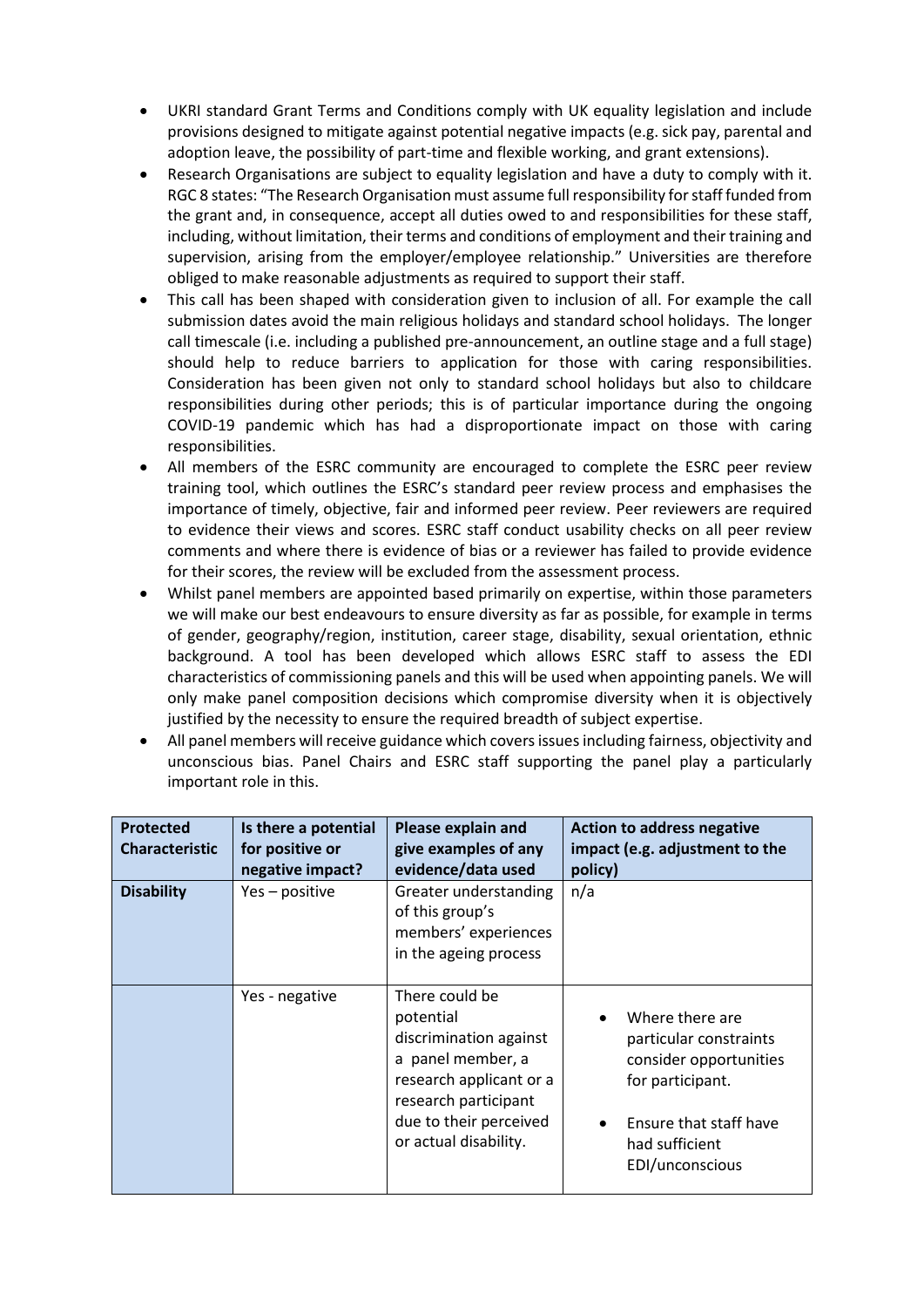- UKRI standard Grant Terms and Conditions comply with UK equality legislation and include provisions designed to mitigate against potential negative impacts (e.g. sick pay, parental and adoption leave, the possibility of part-time and flexible working, and grant extensions).
- Research Organisations are subject to equality legislation and have a duty to comply with it. RGC 8 states: "The Research Organisation must assume full responsibility for staff funded from the grant and, in consequence, accept all duties owed to and responsibilities for these staff, including, without limitation, their terms and conditions of employment and their training and supervision, arising from the employer/employee relationship." Universities are therefore obliged to make reasonable adjustments as required to support their staff.
- This call has been shaped with consideration given to inclusion of all. For example the call submission dates avoid the main religious holidays and standard school holidays. The longer call timescale (i.e. including a published pre-announcement, an outline stage and a full stage) should help to reduce barriers to application for those with caring responsibilities. Consideration has been given not only to standard school holidays but also to childcare responsibilities during other periods; this is of particular importance during the ongoing COVID-19 pandemic which has had a disproportionate impact on those with caring responsibilities.
- All members of the ESRC community are encouraged to complete the ESRC peer review training tool, which outlines the ESRC's standard peer review process and emphasises the importance of timely, objective, fair and informed peer review. Peer reviewers are required to evidence their views and scores. ESRC staff conduct usability checks on all peer review comments and where there is evidence of bias or a reviewer has failed to provide evidence for their scores, the review will be excluded from the assessment process.
- Whilst panel members are appointed based primarily on expertise, within those parameters we will make our best endeavours to ensure diversity as far as possible, for example in terms of gender, geography/region, institution, career stage, disability, sexual orientation, ethnic background. A tool has been developed which allows ESRC staff to assess the EDI characteristics of commissioning panels and this will be used when appointing panels. We will only make panel composition decisions which compromise diversity when it is objectively justified by the necessity to ensure the required breadth of subject expertise.
- All panel members will receive guidance which covers issues including fairness, objectivity and unconscious bias. Panel Chairs and ESRC staff supporting the panel play a particularly important role in this.

| Protected Characteristic | Is there a potential for positive or negative impact? | Please explain and give examples of any evidence/data used | Action to address negative impact (e.g. adjustment to the policy) |
|---|---|---|---|
| **Disability** | Yes – positive | Greater understanding of this group's members' experiences in the ageing process | n/a |
| | Yes - negative | There could be potential discrimination against a panel member, a research applicant or a research participant due to their perceived or actual disability. | • Where there are particular constraints consider opportunities for participant.<br>• Ensure that staff have had sufficient EDI/unconscious |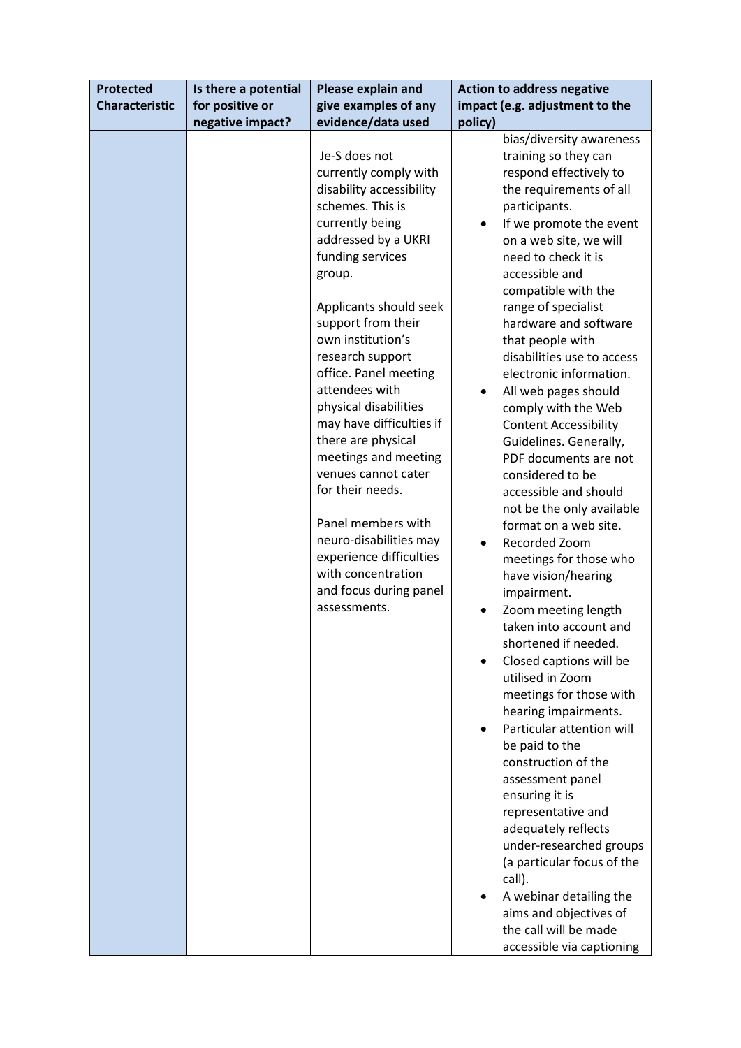| Protected Characteristic | Is there a potential for positive or negative impact? | Please explain and give examples of any evidence/data used | Action to address negative impact (e.g. adjustment to the policy) |
|---|---|---|---|
| | | Je-S does not currently comply with disability accessibility schemes. This is currently being addressed by a UKRI funding services group.<br><br>Applicants should seek support from their own institution's research support office. Panel meeting attendees with physical disabilities may have difficulties if there are physical meetings and meeting venues cannot cater for their needs.<br><br>Panel members with neuro-disabilities may experience difficulties with concentration and focus during panel assessments. | bias/diversity awareness training so they can respond effectively to the requirements of all participants.<br>• If we promote the event on a web site, we will need to check it is accessible and compatible with the range of specialist hardware and software that people with disabilities use to access electronic information.<br>• All web pages should comply with the Web Content Accessibility Guidelines. Generally, PDF documents are not considered to be accessible and should not be the only available format on a web site.<br>• Recorded Zoom meetings for those who have vision/hearing impairment.<br>• Zoom meeting length taken into account and shortened if needed.<br>• Closed captions will be utilised in Zoom meetings for those with hearing impairments.<br>• Particular attention will be paid to the construction of the assessment panel ensuring it is representative and adequately reflects under-researched groups (a particular focus of the call).<br>• A webinar detailing the aims and objectives of the call will be made accessible via captioning |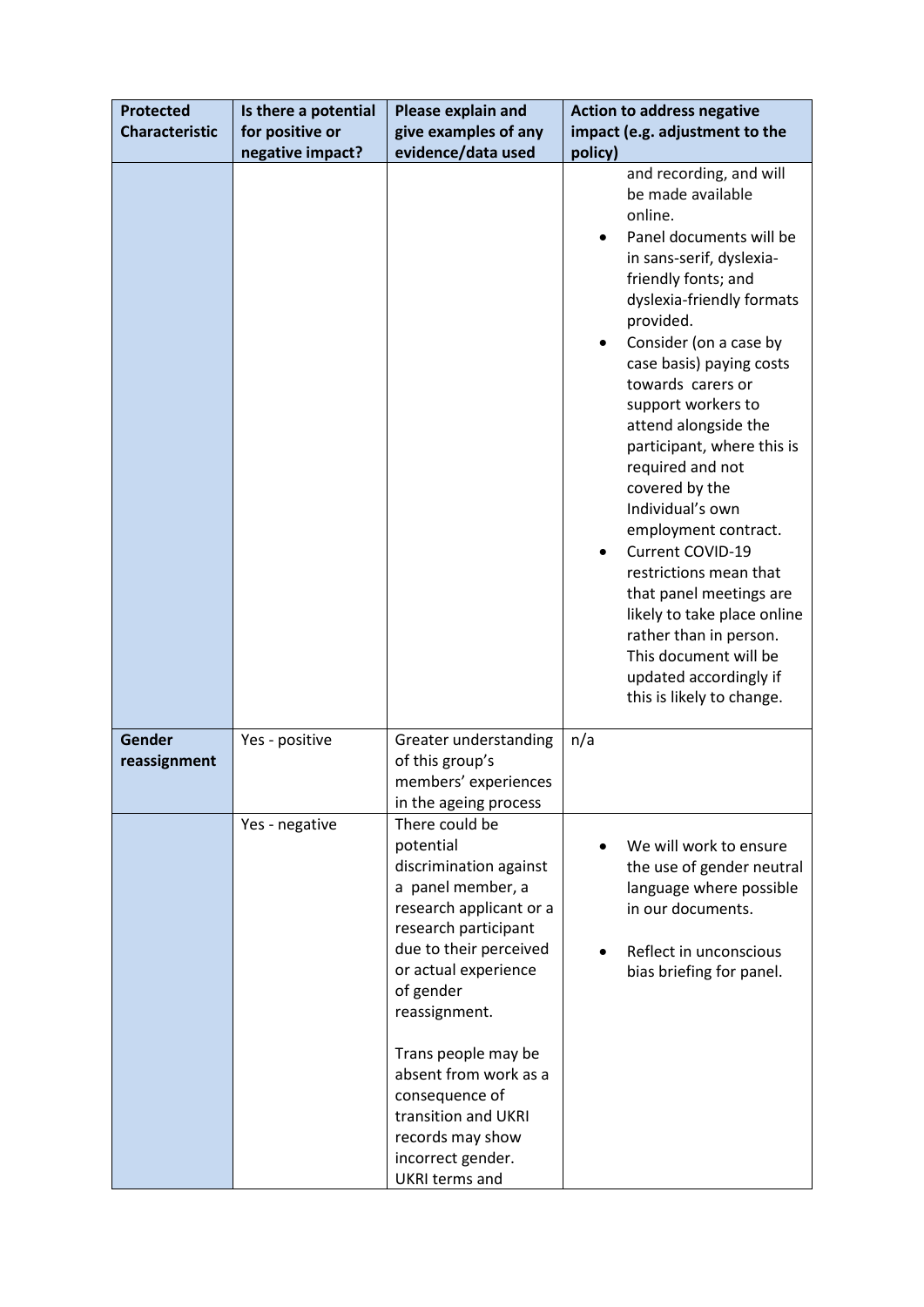| Protected Characteristic | Is there a potential for positive or negative impact? | Please explain and give examples of any evidence/data used | Action to address negative impact (e.g. adjustment to the policy) |
|---|---|---|---|
| | | | and recording, and will be made available online.<br>• Panel documents will be in sans-serif, dyslexia-friendly fonts; and dyslexia-friendly formats provided.<br>• Consider (on a case by case basis) paying costs towards carers or support workers to attend alongside the participant, where this is required and not covered by the Individual's own employment contract.<br>• Current COVID-19 restrictions mean that that panel meetings are likely to take place online rather than in person. This document will be updated accordingly if this is likely to change. |
| **Gender reassignment** | Yes - positive | Greater understanding of this group's members' experiences in the ageing process | n/a |
| | Yes - negative | There could be potential discrimination against a panel member, a research applicant or a research participant due to their perceived or actual experience of gender reassignment.<br><br>Trans people may be absent from work as a consequence of transition and UKRI records may show incorrect gender. UKRI terms and | • We will work to ensure the use of gender neutral language where possible in our documents.<br><br>• Reflect in unconscious bias briefing for panel. |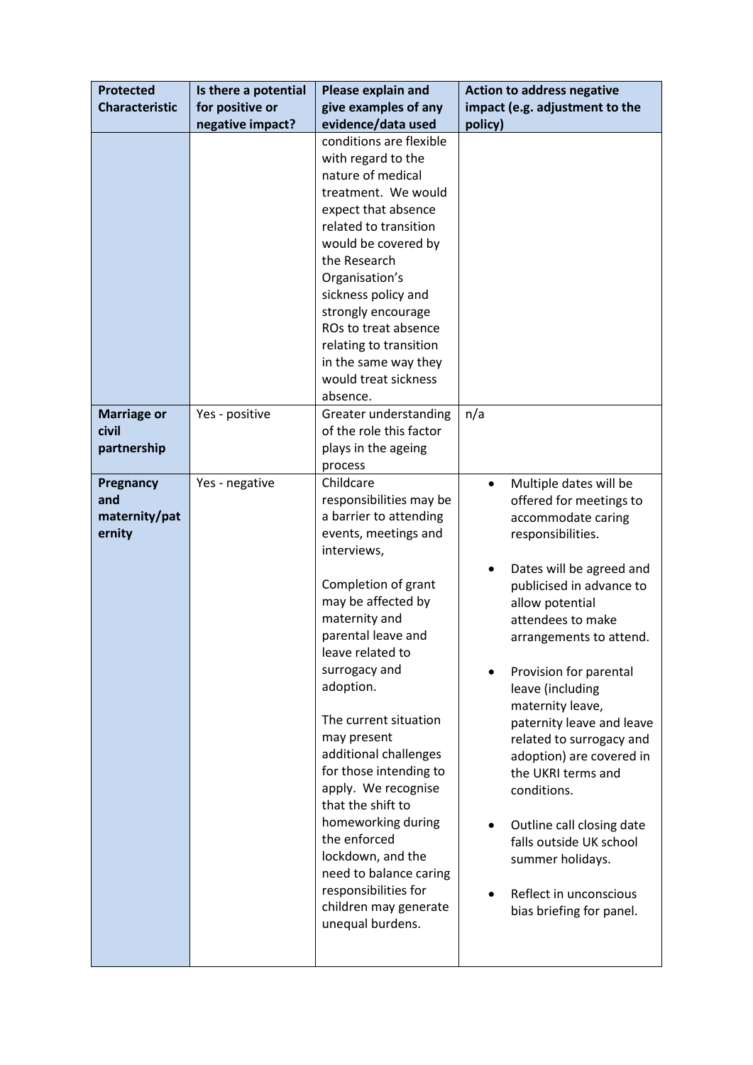| Protected Characteristic | Is there a potential for positive or negative impact? | Please explain and give examples of any evidence/data used | Action to address negative impact (e.g. adjustment to the policy) |
|---|---|---|---|
| | | conditions are flexible with regard to the nature of medical treatment. We would expect that absence related to transition would be covered by the Research Organisation's sickness policy and strongly encourage ROs to treat absence relating to transition in the same way they would treat sickness absence. | |
| **Marriage or civil partnership** | Yes - positive | Greater understanding of the role this factor plays in the ageing process | n/a |
| **Pregnancy and maternity/paternity** | Yes - negative | Childcare responsibilities may be a barrier to attending events, meetings and interviews,<br><br>Completion of grant may be affected by maternity and parental leave and leave related to surrogacy and adoption.<br><br>The current situation may present additional challenges for those intending to apply. We recognise that the shift to homeworking during the enforced lockdown, and the need to balance caring responsibilities for children may generate unequal burdens. | • Multiple dates will be offered for meetings to accommodate caring responsibilities.<br><br>• Dates will be agreed and publicised in advance to allow potential attendees to make arrangements to attend.<br><br>• Provision for parental leave (including maternity leave, paternity leave and leave related to surrogacy and adoption) are covered in the UKRI terms and conditions.<br><br>• Outline call closing date falls outside UK school summer holidays.<br><br>• Reflect in unconscious bias briefing for panel. |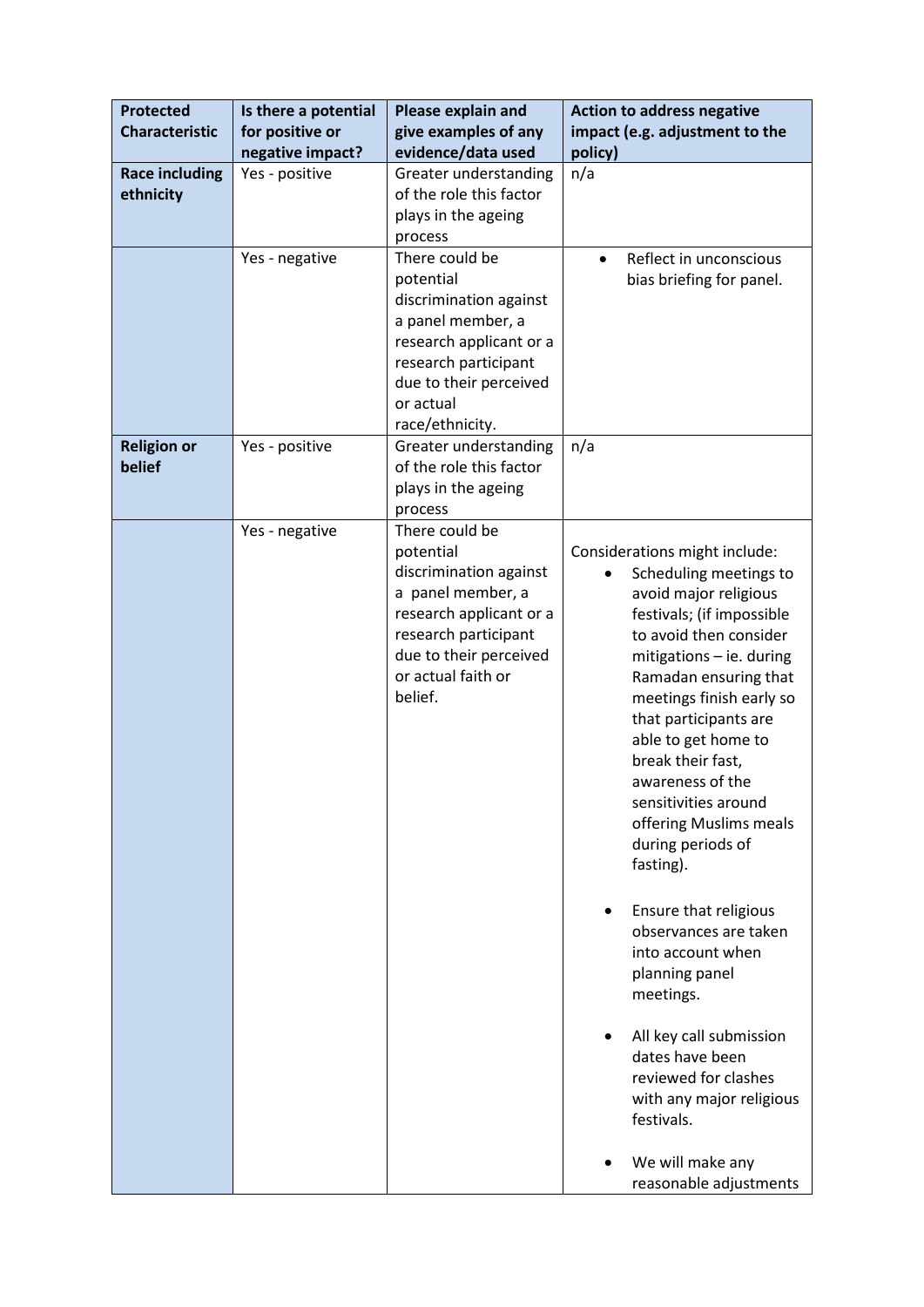| Protected Characteristic | Is there a potential for positive or negative impact? | Please explain and give examples of any evidence/data used | Action to address negative impact (e.g. adjustment to the policy) |
|---|---|---|---|
| **Race including ethnicity** | Yes - positive | Greater understanding of the role this factor plays in the ageing process | n/a |
| | Yes - negative | There could be potential discrimination against a panel member, a research applicant or a research participant due to their perceived or actual race/ethnicity. | • Reflect in unconscious bias briefing for panel. |
| **Religion or belief** | Yes - positive | Greater understanding of the role this factor plays in the ageing process | n/a |
| | Yes - negative | There could be potential discrimination against a panel member, a research applicant or a research participant due to their perceived or actual faith or belief. | Considerations might include: <br>• Scheduling meetings to avoid major religious festivals; (if impossible to avoid then consider mitigations – ie. during Ramadan ensuring that meetings finish early so that participants are able to get home to break their fast, awareness of the sensitivities around offering Muslims meals during periods of fasting). <br><br>• Ensure that religious observances are taken into account when planning panel meetings. <br><br>• All key call submission dates have been reviewed for clashes with any major religious festivals. <br><br>• We will make any reasonable adjustments |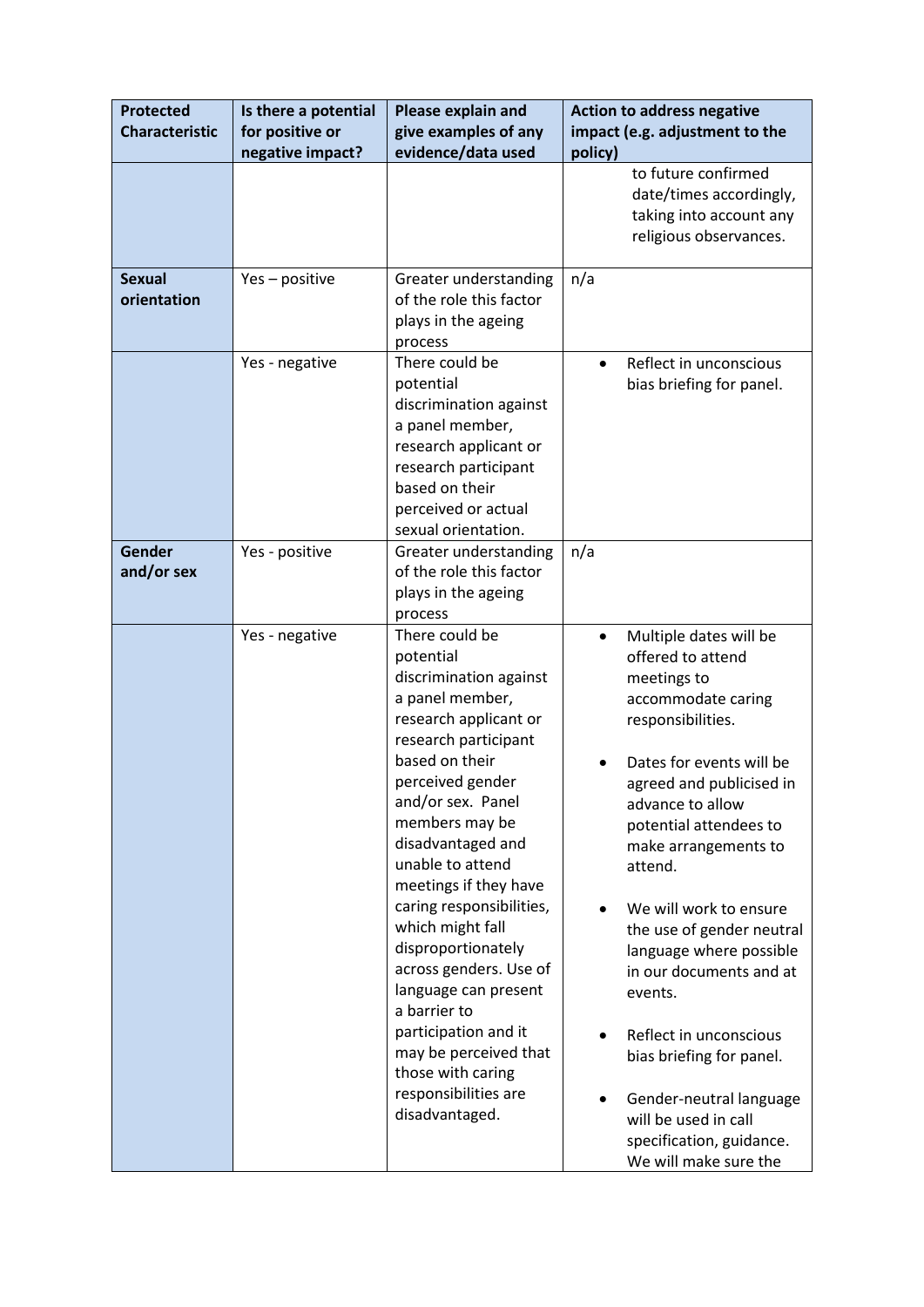| Protected Characteristic | Is there a potential for positive or negative impact? | Please explain and give examples of any evidence/data used | Action to address negative impact (e.g. adjustment to the policy) |
|---|---|---|---|
| | | | to future confirmed date/times accordingly, taking into account any religious observances. |
| **Sexual orientation** | Yes – positive | Greater understanding of the role this factor plays in the ageing process | n/a |
| | Yes - negative | There could be potential discrimination against a panel member, research applicant or research participant based on their perceived or actual sexual orientation. | • Reflect in unconscious bias briefing for panel. |
| **Gender and/or sex** | Yes - positive | Greater understanding of the role this factor plays in the ageing process | n/a |
| | Yes - negative | There could be potential discrimination against a panel member, research applicant or research participant based on their perceived gender and/or sex. Panel members may be disadvantaged and unable to attend meetings if they have caring responsibilities, which might fall disproportionately across genders. Use of language can present a barrier to participation and it may be perceived that those with caring responsibilities are disadvantaged. | • Multiple dates will be offered to attend meetings to accommodate caring responsibilities.<br><br>• Dates for events will be agreed and publicised in advance to allow potential attendees to make arrangements to attend.<br><br>• We will work to ensure the use of gender neutral language where possible in our documents and at events.<br><br>• Reflect in unconscious bias briefing for panel.<br><br>• Gender-neutral language will be used in call specification, guidance. We will make sure the |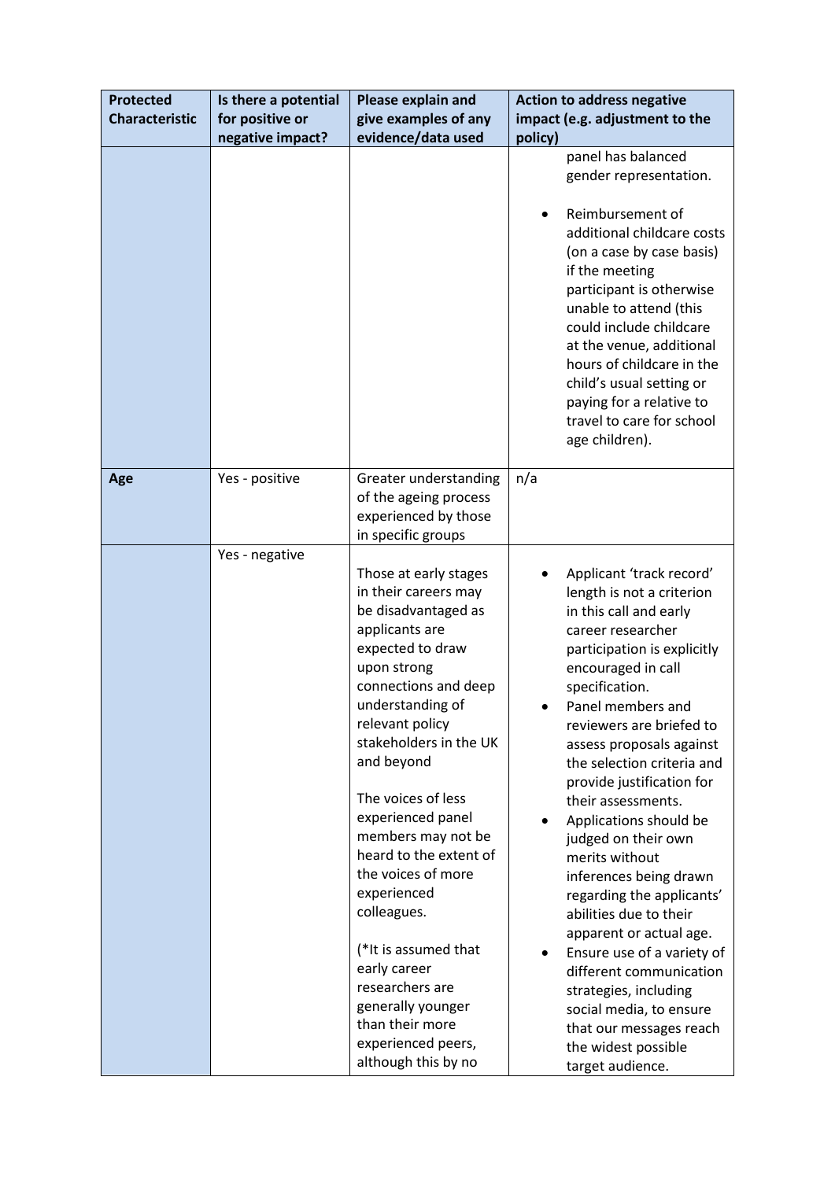| Protected Characteristic | Is there a potential for positive or negative impact? | Please explain and give examples of any evidence/data used | Action to address negative impact (e.g. adjustment to the policy) |
| --- | --- | --- | --- |
| | | | panel has balanced gender representation. <br><br> • Reimbursement of additional childcare costs (on a case by case basis) if the meeting participant is otherwise unable to attend (this could include childcare at the venue, additional hours of childcare in the child's usual setting or paying for a relative to travel to care for school age children). |
| **Age** | Yes - positive | Greater understanding of the ageing process experienced by those in specific groups | n/a |
| | Yes - negative | Those at early stages in their careers may be disadvantaged as applicants are expected to draw upon strong connections and deep understanding of relevant policy stakeholders in the UK and beyond <br><br> The voices of less experienced panel members may not be heard to the extent of the voices of more experienced colleagues. <br><br> (*It is assumed that early career researchers are generally younger than their more experienced peers, although this by no | • Applicant 'track record' length is not a criterion in this call and early career researcher participation is explicitly encouraged in call specification. <br> • Panel members and reviewers are briefed to assess proposals against the selection criteria and provide justification for their assessments. <br> • Applications should be judged on their own merits without inferences being drawn regarding the applicants' abilities due to their apparent or actual age. <br> • Ensure use of a variety of different communication strategies, including social media, to ensure that our messages reach the widest possible target audience. |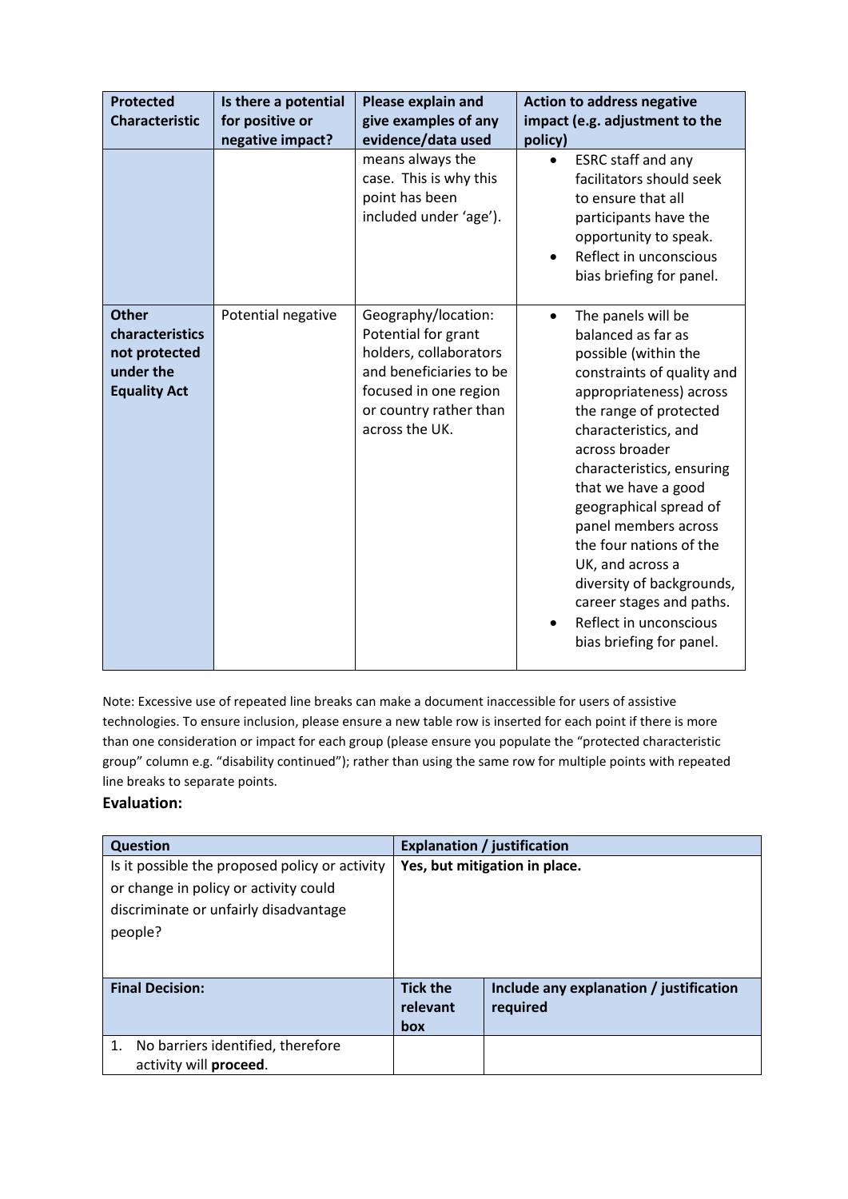| Protected Characteristic | Is there a potential for positive or negative impact? | Please explain and give examples of any evidence/data used | Action to address negative impact (e.g. adjustment to the policy) |
|---|---|---|---|
| | | means always the case. This is why this point has been included under 'age'). | • ESRC staff and any facilitators should seek to ensure that all participants have the opportunity to speak. • Reflect in unconscious bias briefing for panel. |
| **Other characteristics not protected under the Equality Act** | Potential negative | Geography/location: Potential for grant holders, collaborators and beneficiaries to be focused in one region or country rather than across the UK. | • The panels will be balanced as far as possible (within the constraints of quality and appropriateness) across the range of protected characteristics, and across broader characteristics, ensuring that we have a good geographical spread of panel members across the four nations of the UK, and across a diversity of backgrounds, career stages and paths. • Reflect in unconscious bias briefing for panel. |

Note: Excessive use of repeated line breaks can make a document inaccessible for users of assistive technologies. To ensure inclusion, please ensure a new table row is inserted for each point if there is more than one consideration or impact for each group (please ensure you populate the "protected characteristic group" column e.g. "disability continued"); rather than using the same row for multiple points with repeated line breaks to separate points.

### Evaluation:

| Question | Explanation / justification | |
|---|---|---|
| Is it possible the proposed policy or activity or change in policy or activity could discriminate or unfairly disadvantage people? | **Yes, but mitigation in place.** | |
| **Final Decision:** | **Tick the relevant box** | **Include any explanation / justification required** |
| 1. No barriers identified, therefore activity will **proceed**. | | |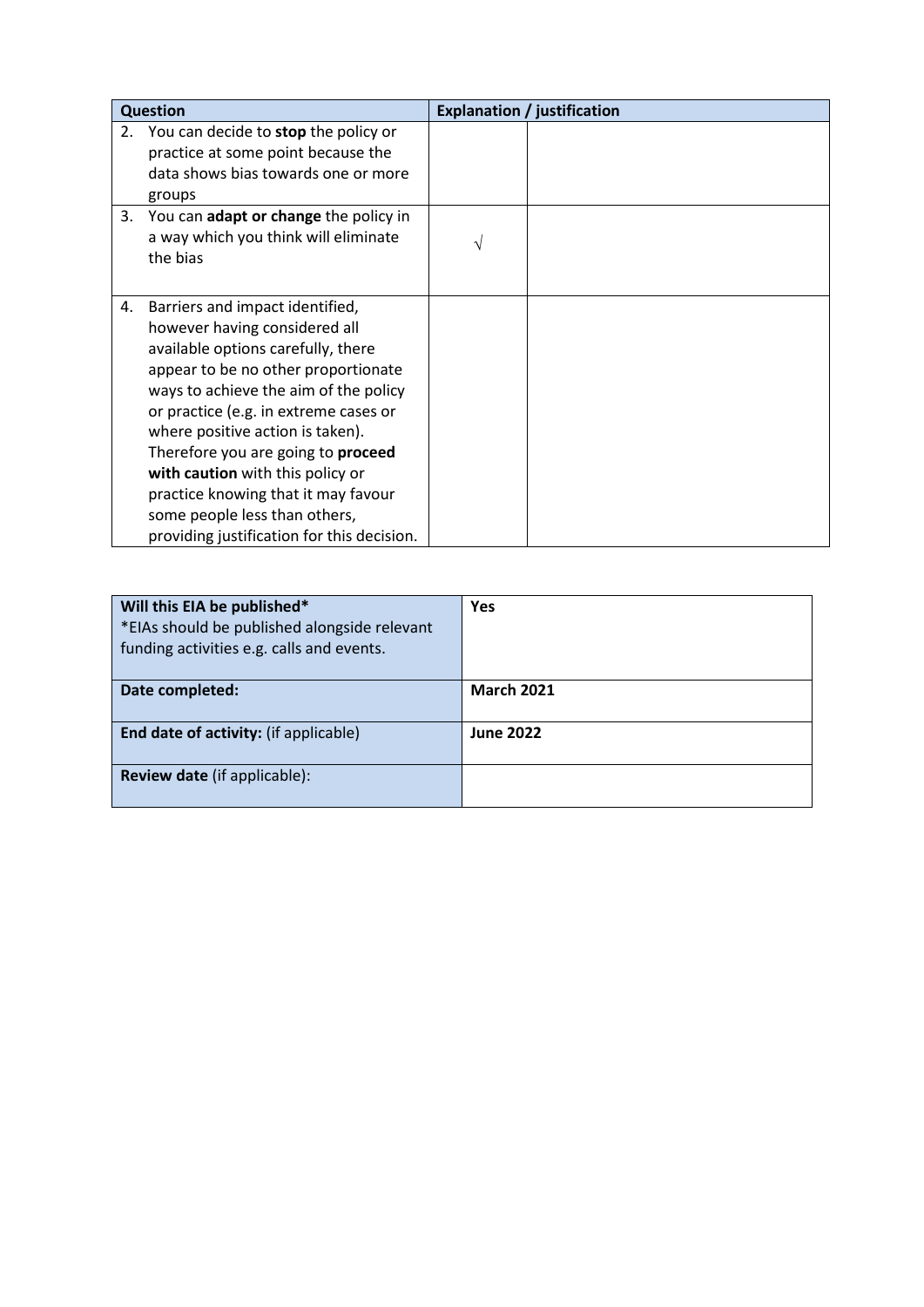| Question | Explanation / justification | |
|---|---|---|
| 2. You can decide to **stop** the policy or practice at some point because the data shows bias towards one or more groups | | |
| 3. You can **adapt or change** the policy in a way which you think will eliminate the bias | √ | |
| 4. Barriers and impact identified, however having considered all available options carefully, there appear to be no other proportionate ways to achieve the aim of the policy or practice (e.g. in extreme cases or where positive action is taken). Therefore you are going to **proceed with caution** with this policy or practice knowing that it may favour some people less than others, providing justification for this decision. | | |

| | |
|---|---|
| **Will this EIA be published***<br>*EIAs should be published alongside relevant funding activities e.g. calls and events. | **Yes** |
| **Date completed:** | **March 2021** |
| **End date of activity:** (if applicable) | **June 2022** |
| **Review date** (if applicable): | |